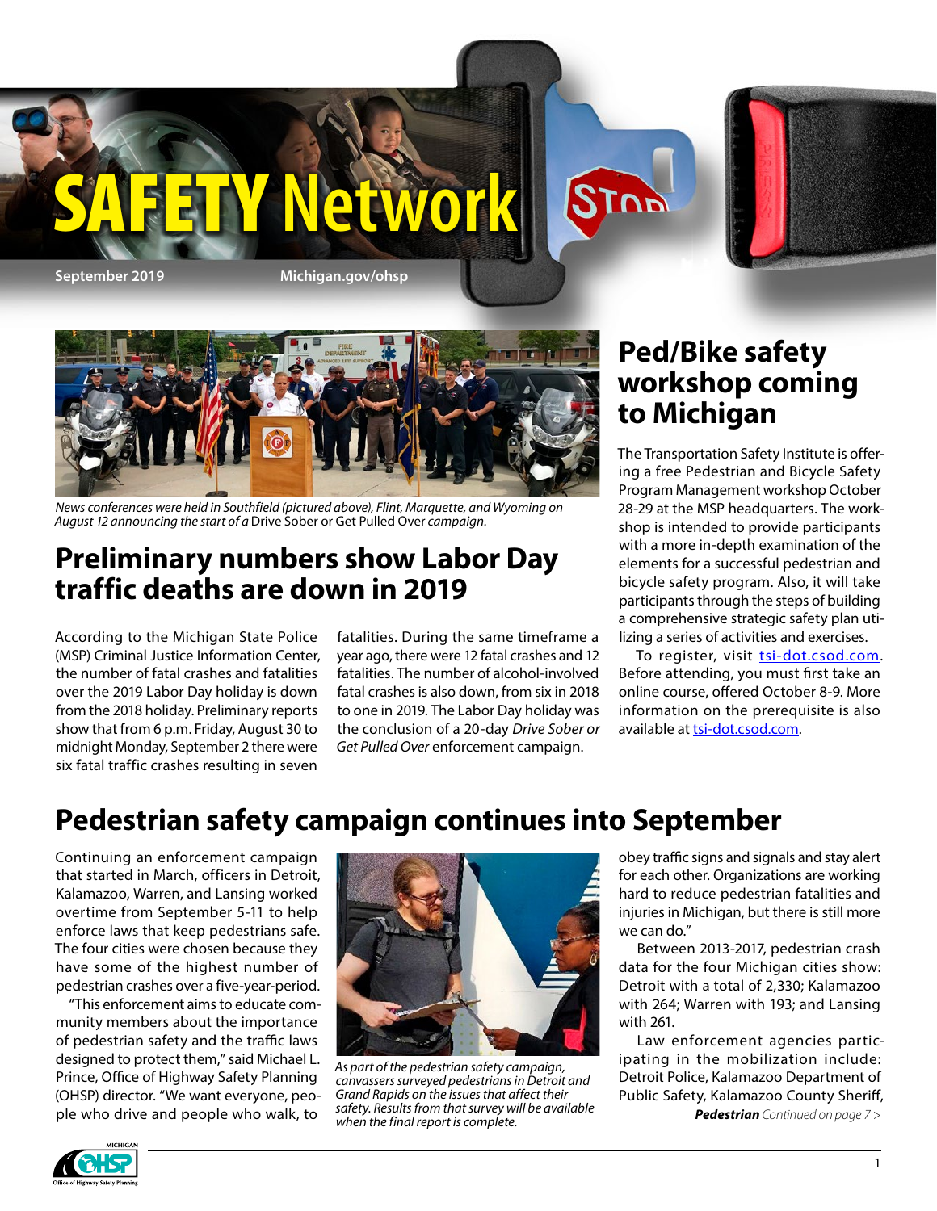# SAFETY Network

September 2019 Michigan.gov/ohsp

*News conferences were held in Southfield (pictured above), Flint, Marquette, and Wyoming on August 12 announcing the start of a* Drive Sober or Get Pulled Over *campaign.*

## Preliminary numbers show Labor Day traffic deaths are down in 2019

According to the Michigan State Police (MSP) Criminal Justice Information Center, the number of fatal crashes and fatalities over the 2019 Labor Day holiday is down from the 2018 holiday. Preliminary reports show that from 6 p.m. Friday, August 30 to midnight Monday, September 2 there were six fatal traffic crashes resulting in seven fatalities. During the same timeframe a year ago, there were 12 fatal crashes and 12 fatalities. The number of alcohol-involved fatal crashes is also down, from six in 2018 to one in 2019. The Labor Day holiday was the conclusion of a 20-day *Drive Sober or Get Pulled Over* enforcement campaign.

## Ped/Bike safety workshop coming to Michigan

The Transportation Safety Institute is offering a free Pedestrian and Bicycle Safety Program Management workshop October 28-29 at the MSP headquarters. The workshop is intended to provide participants with a more in-depth examination of the elements for a successful pedestrian and bicycle safety program. Also, it will take participants through the steps of building a comprehensive strategic safety plan utilizing a series of activities and exercises.

To register, visit tsi-dot.csod.com. Before attending, you must first take an online course, offered October 8-9. More information on the prerequisite is also available at tsi-dot.csod.com.

## Pedestrian safety campaign continues into September

Continuing an enforcement campaign that started in March, officers in Detroit, Kalamazoo, Warren, and Lansing worked overtime from September 5-11 to help enforce laws that keep pedestrians safe. The four cities were chosen because they have some of the highest number of pedestrian crashes over a five-year-period.

"This enforcement aims to educate community members about the importance of pedestrian safety and the traffic laws designed to protect them," said Michael L. Prince, Office of Highway Safety Planning (OHSP) director. "We want everyone, people who drive and people who walk, to obey traffic signs and signals and stay alert for each other. Organizations are working hard to reduce pedestrian fatalities and injuries in Michigan, but there is still more we can do."

*As part of the pedestrian safety campaign, canvassers surveyed pedestrians in Detroit and Grand Rapids on the issues that affect their safety. Results from that survey will be available when the final report is complete.*

Between 2013-2017, pedestrian crash data for the four Michigan cities show: Detroit with a total of 2,330; Kalamazoo with 264; Warren with 193; and Lansing with 261.

Law enforcement agencies participating in the mobilization include: Detroit Police, Kalamazoo Department of Public Safety, Kalamazoo County Sheriff,

***Pedestrian*** *Continued on page 7 >*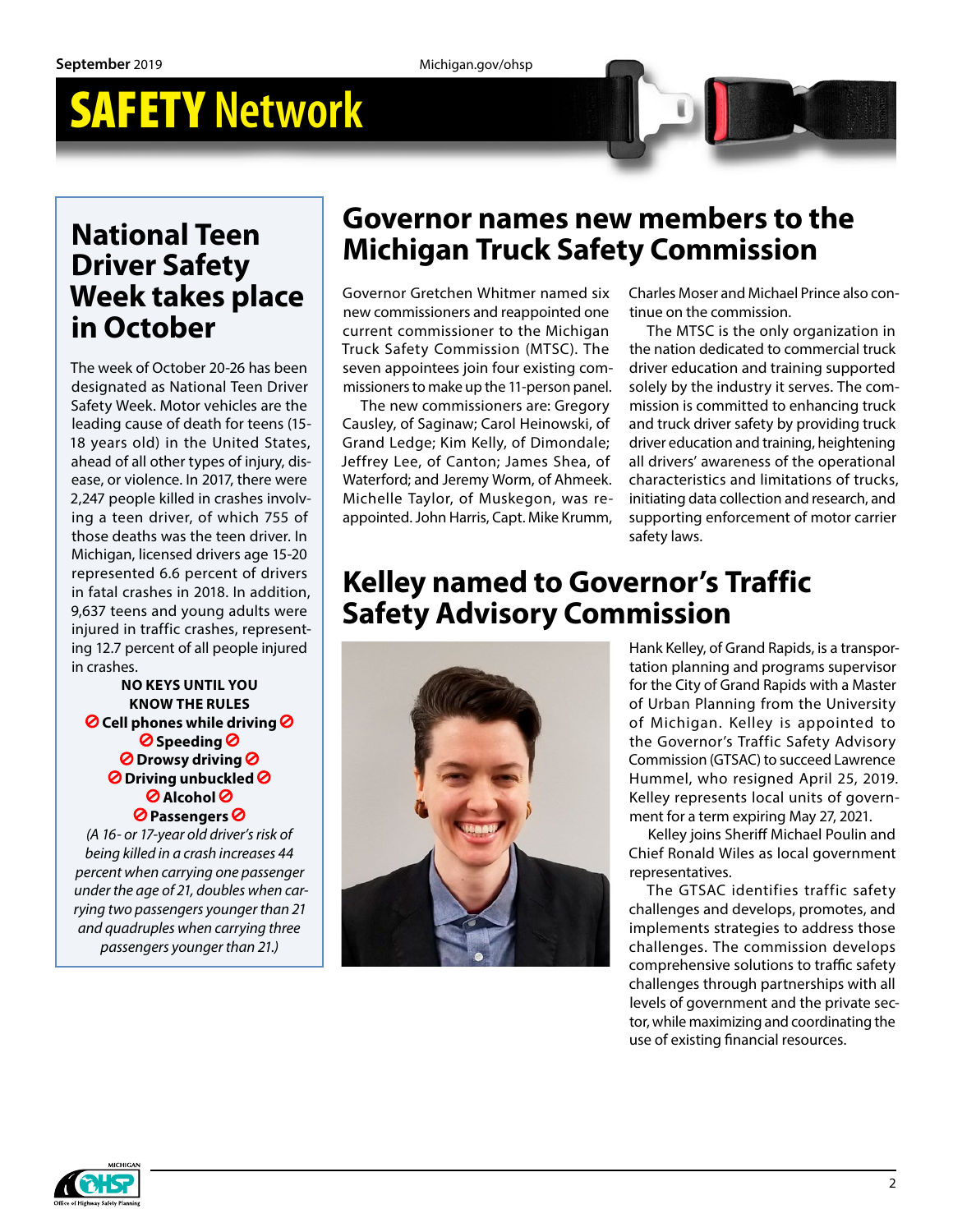# SAFETY Network

## National Teen Driver Safety Week takes place in October

The week of October 20-26 has been designated as National Teen Driver Safety Week. Motor vehicles are the leading cause of death for teens (15-18 years old) in the United States, ahead of all other types of injury, disease, or violence. In 2017, there were 2,247 people killed in crashes involving a teen driver, of which 755 of those deaths was the teen driver. In Michigan, licensed drivers age 15-20 represented 6.6 percent of drivers in fatal crashes in 2018. In addition, 9,637 teens and young adults were injured in traffic crashes, representing 12.7 percent of all people injured in crashes.

**NO KEYS UNTIL YOU KNOW THE RULES**

**⊘ Cell phones while driving ⊘**
**⊘ Speeding ⊘**
**⊘ Drowsy driving ⊘**
**⊘ Driving unbuckled ⊘**
**⊘ Alcohol ⊘**
**⊘ Passengers ⊘**

*(A 16- or 17-year old driver's risk of being killed in a crash increases 44 percent when carrying one passenger under the age of 21, doubles when carrying two passengers younger than 21 and quadruples when carrying three passengers younger than 21.)*

## Governor names new members to the Michigan Truck Safety Commission

Governor Gretchen Whitmer named six new commissioners and reappointed one current commissioner to the Michigan Truck Safety Commission (MTSC). The seven appointees join four existing commissioners to make up the 11-person panel.

The new commissioners are: Gregory Causley, of Saginaw; Carol Heinowski, of Grand Ledge; Kim Kelly, of Dimondale; Jeffrey Lee, of Canton; James Shea, of Waterford; and Jeremy Worm, of Ahmeek. Michelle Taylor, of Muskegon, was reappointed. John Harris, Capt. Mike Krumm, Charles Moser and Michael Prince also continue on the commission.

The MTSC is the only organization in the nation dedicated to commercial truck driver education and training supported solely by the industry it serves. The commission is committed to enhancing truck and truck driver safety by providing truck driver education and training, heightening all drivers' awareness of the operational characteristics and limitations of trucks, initiating data collection and research, and supporting enforcement of motor carrier safety laws.

## Kelley named to Governor's Traffic Safety Advisory Commission

Hank Kelley, of Grand Rapids, is a transportation planning and programs supervisor for the City of Grand Rapids with a Master of Urban Planning from the University of Michigan. Kelley is appointed to the Governor's Traffic Safety Advisory Commission (GTSAC) to succeed Lawrence Hummel, who resigned April 25, 2019. Kelley represents local units of government for a term expiring May 27, 2021.

Kelley joins Sheriff Michael Poulin and Chief Ronald Wiles as local government representatives.

The GTSAC identifies traffic safety challenges and develops, promotes, and implements strategies to address those challenges. The commission develops comprehensive solutions to traffic safety challenges through partnerships with all levels of government and the private sector, while maximizing and coordinating the use of existing financial resources.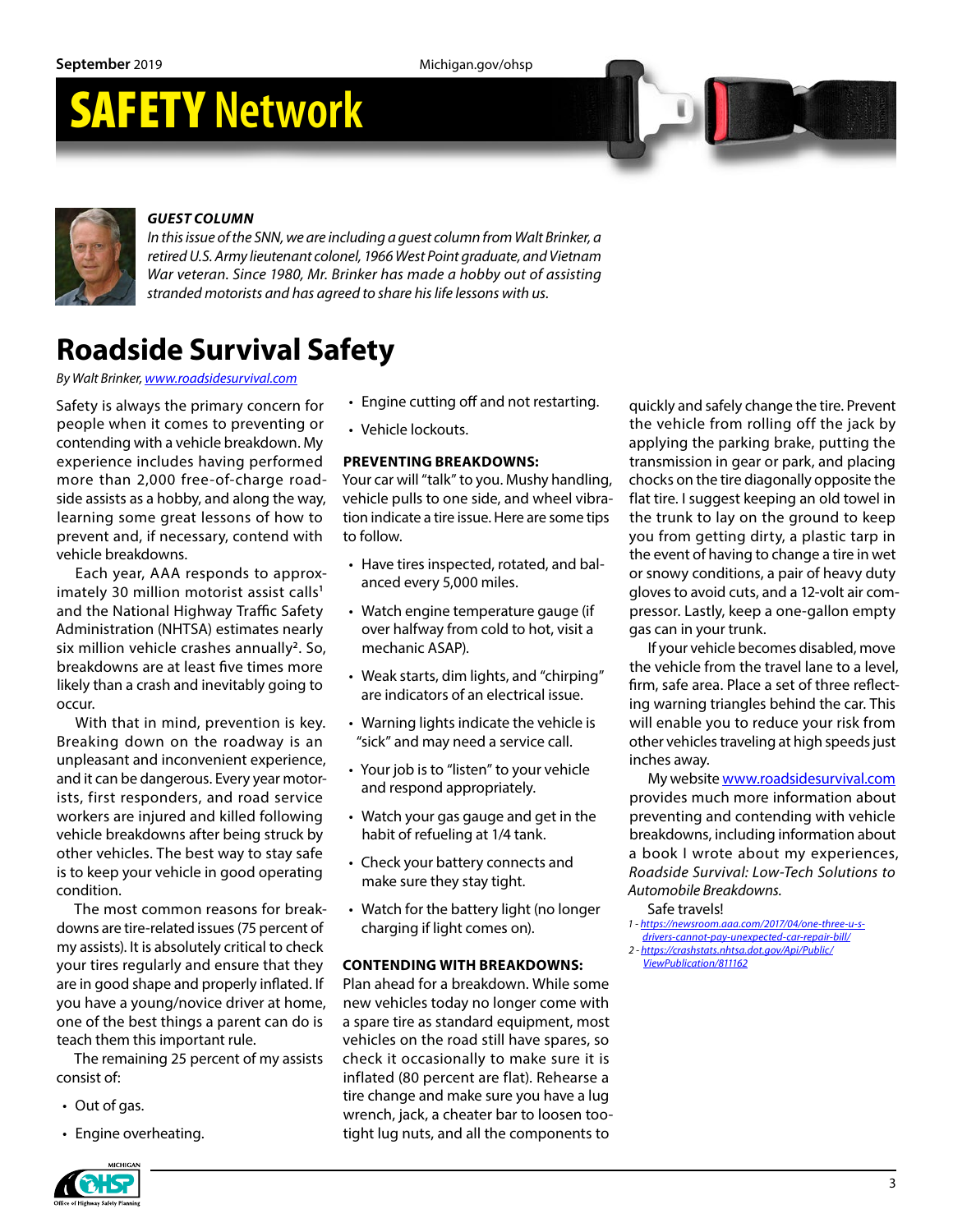# SAFETY Network

### *GUEST COLUMN*

*In this issue of the SNN, we are including a guest column from Walt Brinker, a retired U.S. Army lieutenant colonel, 1966 West Point graduate, and Vietnam War veteran. Since 1980, Mr. Brinker has made a hobby out of assisting stranded motorists and has agreed to share his life lessons with us.*

## Roadside Survival Safety

*By Walt Brinker, www.roadsidesurvival.com*

Safety is always the primary concern for people when it comes to preventing or contending with a vehicle breakdown. My experience includes having performed more than 2,000 free-of-charge roadside assists as a hobby, and along the way, learning some great lessons of how to prevent and, if necessary, contend with vehicle breakdowns.

Each year, AAA responds to approximately 30 million motorist assist calls[1] and the National Highway Traffic Safety Administration (NHTSA) estimates nearly six million vehicle crashes annually[2]. So, breakdowns are at least five times more likely than a crash and inevitably going to occur.

With that in mind, prevention is key. Breaking down on the roadway is an unpleasant and inconvenient experience, and it can be dangerous. Every year motorists, first responders, and road service workers are injured and killed following vehicle breakdowns after being struck by other vehicles. The best way to stay safe is to keep your vehicle in good operating condition.

The most common reasons for breakdowns are tire-related issues (75 percent of my assists). It is absolutely critical to check your tires regularly and ensure that they are in good shape and properly inflated. If you have a young/novice driver at home, one of the best things a parent can do is teach them this important rule.

The remaining 25 percent of my assists consist of:

- Out of gas.
- Engine overheating.
- Engine cutting off and not restarting.
- Vehicle lockouts.

**PREVENTING BREAKDOWNS:**
Your car will "talk" to you. Mushy handling, vehicle pulls to one side, and wheel vibration indicate a tire issue. Here are some tips to follow.

- Have tires inspected, rotated, and balanced every 5,000 miles.
- Watch engine temperature gauge (if over halfway from cold to hot, visit a mechanic ASAP).
- Weak starts, dim lights, and "chirping" are indicators of an electrical issue.
- Warning lights indicate the vehicle is "sick" and may need a service call.
- Your job is to "listen" to your vehicle and respond appropriately.
- Watch your gas gauge and get in the habit of refueling at 1/4 tank.
- Check your battery connects and make sure they stay tight.
- Watch for the battery light (no longer charging if light comes on).

**CONTENDING WITH BREAKDOWNS:**
Plan ahead for a breakdown. While some new vehicles today no longer come with a spare tire as standard equipment, most vehicles on the road still have spares, so check it occasionally to make sure it is inflated (80 percent are flat). Rehearse a tire change and make sure you have a lug wrench, jack, a cheater bar to loosen too-tight lug nuts, and all the components to quickly and safely change the tire. Prevent the vehicle from rolling off the jack by applying the parking brake, putting the transmission in gear or park, and placing chocks on the tire diagonally opposite the flat tire. I suggest keeping an old towel in the trunk to lay on the ground to keep you from getting dirty, a plastic tarp in the event of having to change a tire in wet or snowy conditions, a pair of heavy duty gloves to avoid cuts, and a 12-volt air compressor. Lastly, keep a one-gallon empty gas can in your trunk.

If your vehicle becomes disabled, move the vehicle from the travel lane to a level, firm, safe area. Place a set of three reflecting warning triangles behind the car. This will enable you to reduce your risk from other vehicles traveling at high speeds just inches away.

My website www.roadsidesurvival.com provides much more information about preventing and contending with vehicle breakdowns, including information about a book I wrote about my experiences, *Roadside Survival: Low-Tech Solutions to Automobile Breakdowns.*

Safe travels!

*1 - https://newsroom.aaa.com/2017/04/one-three-u-s-drivers-cannot-pay-unexpected-car-repair-bill/*
*2 - https://crashstats.nhtsa.dot.gov/Api/Public/ViewPublication/811162*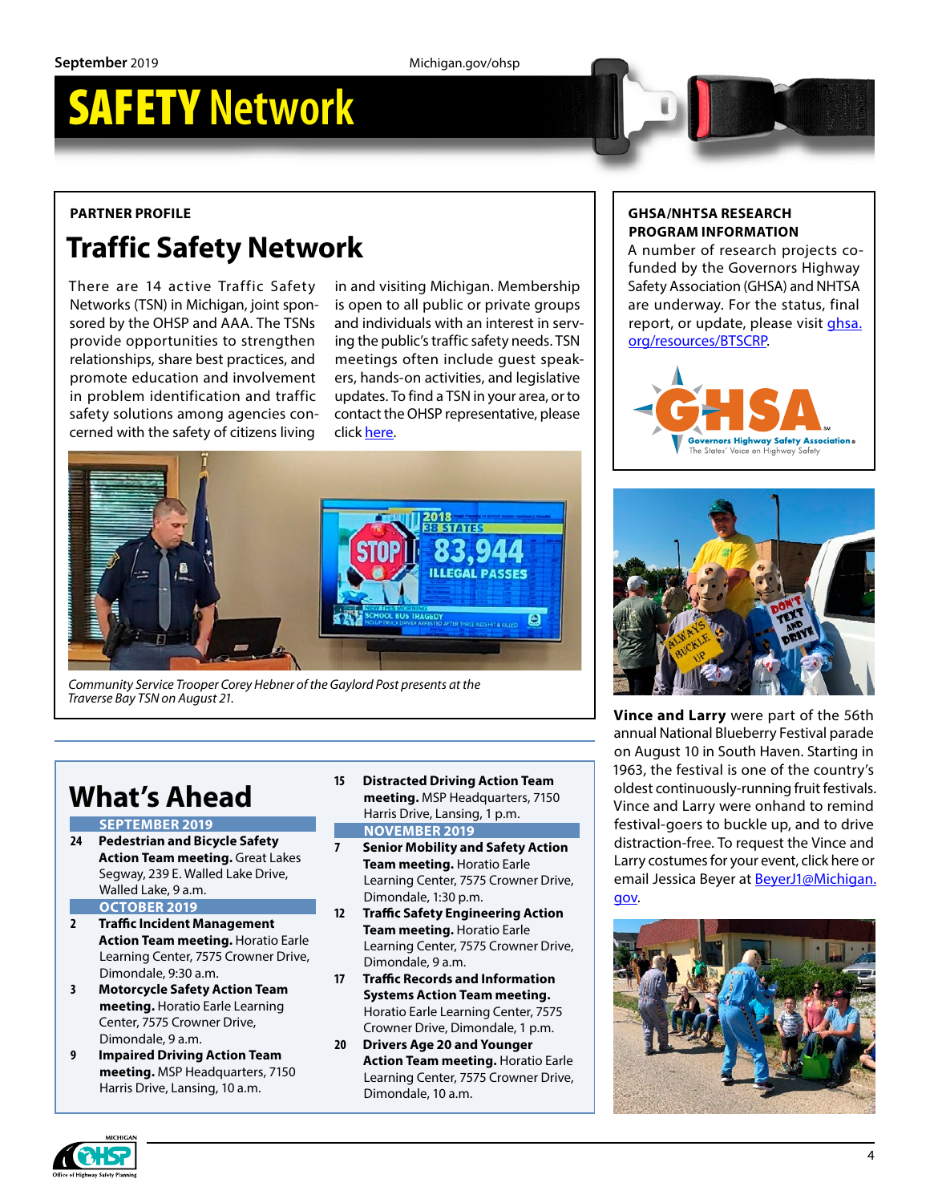# SAFETY Network

PARTNER PROFILE

## Traffic Safety Network

There are 14 active Traffic Safety Networks (TSN) in Michigan, joint sponsored by the OHSP and AAA. The TSNs provide opportunities to strengthen relationships, share best practices, and promote education and involvement in problem identification and traffic safety solutions among agencies concerned with the safety of citizens living in and visiting Michigan. Membership is open to all public or private groups and individuals with an interest in serving the public's traffic safety needs. TSN meetings often include guest speakers, hands-on activities, and legislative updates. To find a TSN in your area, or to contact the OHSP representative, please click here.

*Community Service Trooper Corey Hebner of the Gaylord Post presents at the Traverse Bay TSN on August 21.*

GHSA/NHTSA RESEARCH PROGRAM INFORMATION

A number of research projects co-funded by the Governors Highway Safety Association (GHSA) and NHTSA are underway. For the status, final report, or update, please visit ghsa.org/resources/BTSCRP.

**Vince and Larry** were part of the 56th annual National Blueberry Festival parade on August 10 in South Haven. Starting in 1963, the festival is one of the country's oldest continuously-running fruit festivals. Vince and Larry were onhand to remind festival-goers to buckle up, and to drive distraction-free. To request the Vince and Larry costumes for your event, click here or email Jessica Beyer at BeyerJ1@Michigan.gov.

## What's Ahead

**SEPTEMBER 2019**

- **24** **Pedestrian and Bicycle Safety Action Team meeting.** Great Lakes Segway, 239 E. Walled Lake Drive, Walled Lake, 9 a.m.

**OCTOBER 2019**

- **2** **Traffic Incident Management Action Team meeting.** Horatio Earle Learning Center, 7575 Crowner Drive, Dimondale, 9:30 a.m.
- **3** **Motorcycle Safety Action Team meeting.** Horatio Earle Learning Center, 7575 Crowner Drive, Dimondale, 9 a.m.
- **9** **Impaired Driving Action Team meeting.** MSP Headquarters, 7150 Harris Drive, Lansing, 10 a.m.
- **15** **Distracted Driving Action Team meeting.** MSP Headquarters, 7150 Harris Drive, Lansing, 1 p.m.

**NOVEMBER 2019**

- **7** **Senior Mobility and Safety Action Team meeting.** Horatio Earle Learning Center, 7575 Crowner Drive, Dimondale, 1:30 p.m.
- **12** **Traffic Safety Engineering Action Team meeting.** Horatio Earle Learning Center, 7575 Crowner Drive, Dimondale, 9 a.m.
- **17** **Traffic Records and Information Systems Action Team meeting.** Horatio Earle Learning Center, 7575 Crowner Drive, Dimondale, 1 p.m.
- **20** **Drivers Age 20 and Younger Action Team meeting.** Horatio Earle Learning Center, 7575 Crowner Drive, Dimondale, 10 a.m.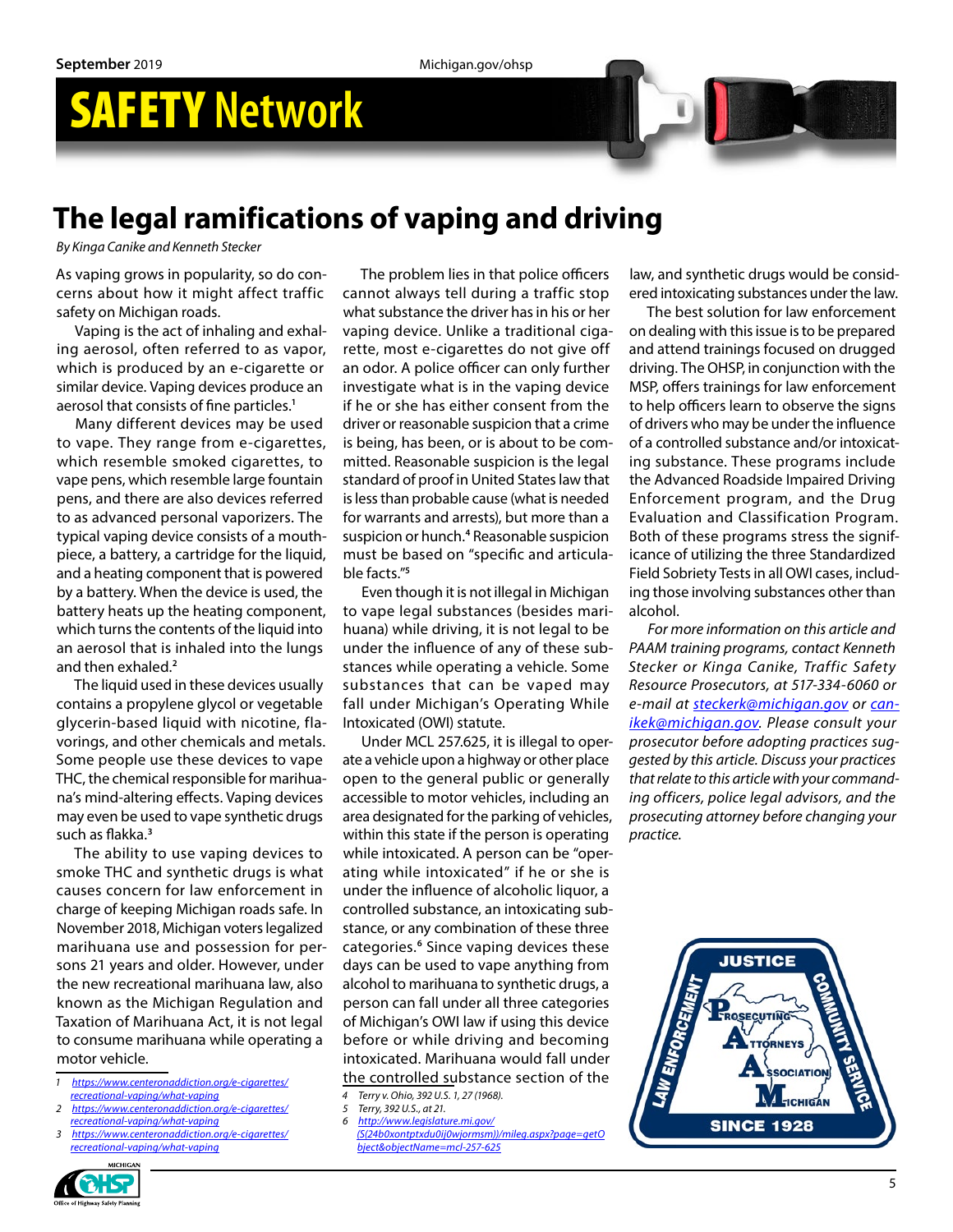# The legal ramifications of vaping and driving

*By Kinga Canike and Kenneth Stecker*

As vaping grows in popularity, so do concerns about how it might affect traffic safety on Michigan roads.

Vaping is the act of inhaling and exhaling aerosol, often referred to as vapor, which is produced by an e-cigarette or similar device. Vaping devices produce an aerosol that consists of fine particles.[1]

Many different devices may be used to vape. They range from e-cigarettes, which resemble smoked cigarettes, to vape pens, which resemble large fountain pens, and there are also devices referred to as advanced personal vaporizers. The typical vaping device consists of a mouthpiece, a battery, a cartridge for the liquid, and a heating component that is powered by a battery. When the device is used, the battery heats up the heating component, which turns the contents of the liquid into an aerosol that is inhaled into the lungs and then exhaled.[2]

The liquid used in these devices usually contains a propylene glycol or vegetable glycerin-based liquid with nicotine, flavorings, and other chemicals and metals. Some people use these devices to vape THC, the chemical responsible for marihuana's mind-altering effects. Vaping devices may even be used to vape synthetic drugs such as flakka.[3]

The ability to use vaping devices to smoke THC and synthetic drugs is what causes concern for law enforcement in charge of keeping Michigan roads safe. In November 2018, Michigan voters legalized marihuana use and possession for persons 21 years and older. However, under the new recreational marihuana law, also known as the Michigan Regulation and Taxation of Marihuana Act, it is not legal to consume marihuana while operating a motor vehicle.

The problem lies in that police officers cannot always tell during a traffic stop what substance the driver has in his or her vaping device. Unlike a traditional cigarette, most e-cigarettes do not give off an odor. A police officer can only further investigate what is in the vaping device if he or she has either consent from the driver or reasonable suspicion that a crime is being, has been, or is about to be committed. Reasonable suspicion is the legal standard of proof in United States law that is less than probable cause (what is needed for warrants and arrests), but more than a suspicion or hunch.[4] Reasonable suspicion must be based on "specific and articulable facts."[5]

Even though it is not illegal in Michigan to vape legal substances (besides marihuana) while driving, it is not legal to be under the influence of any of these substances while operating a vehicle. Some substances that can be vaped may fall under Michigan's Operating While Intoxicated (OWI) statute.

Under MCL 257.625, it is illegal to operate a vehicle upon a highway or other place open to the general public or generally accessible to motor vehicles, including an area designated for the parking of vehicles, within this state if the person is operating while intoxicated. A person can be "operating while intoxicated" if he or she is under the influence of alcoholic liquor, a controlled substance, an intoxicating substance, or any combination of these three categories.[6] Since vaping devices these days can be used to vape anything from alcohol to marihuana to synthetic drugs, a person can fall under all three categories of Michigan's OWI law if using this device before or while driving and becoming intoxicated. Marihuana would fall under the controlled substance section of the law, and synthetic drugs would be considered intoxicating substances under the law.

The best solution for law enforcement on dealing with this issue is to be prepared and attend trainings focused on drugged driving. The OHSP, in conjunction with the MSP, offers trainings for law enforcement to help officers learn to observe the signs of drivers who may be under the influence of a controlled substance and/or intoxicating substance. These programs include the Advanced Roadside Impaired Driving Enforcement program, and the Drug Evaluation and Classification Program. Both of these programs stress the significance of utilizing the three Standardized Field Sobriety Tests in all OWI cases, including those involving substances other than alcohol.

*For more information on this article and PAAM training programs, contact Kenneth Stecker or Kinga Canike, Traffic Safety Resource Prosecutors, at 517-334-6060 or e-mail at [steckerk@michigan.gov](mailto:steckerk@michigan.gov) or [canikek@michigan.gov](mailto:canikek@michigan.gov). Please consult your prosecutor before adopting practices suggested by this article. Discuss your practices that relate to this article with your commanding officers, police legal advisors, and the prosecuting attorney before changing your practice.*

---

1. https://www.centeronaddiction.org/e-cigarettes/recreational-vaping/what-vaping
2. https://www.centeronaddiction.org/e-cigarettes/recreational-vaping/what-vaping
3. https://www.centeronaddiction.org/e-cigarettes/recreational-vaping/what-vaping
4. Terry v. Ohio, 392 U.S. 1, 27 (1968).
5. Terry, 392 U.S., at 21.
6. http://www.legislature.mi.gov/(S(24b0xontptxdu0ij0wjormsm))/mileg.aspx?page=getObject&objectName=mcl-257-625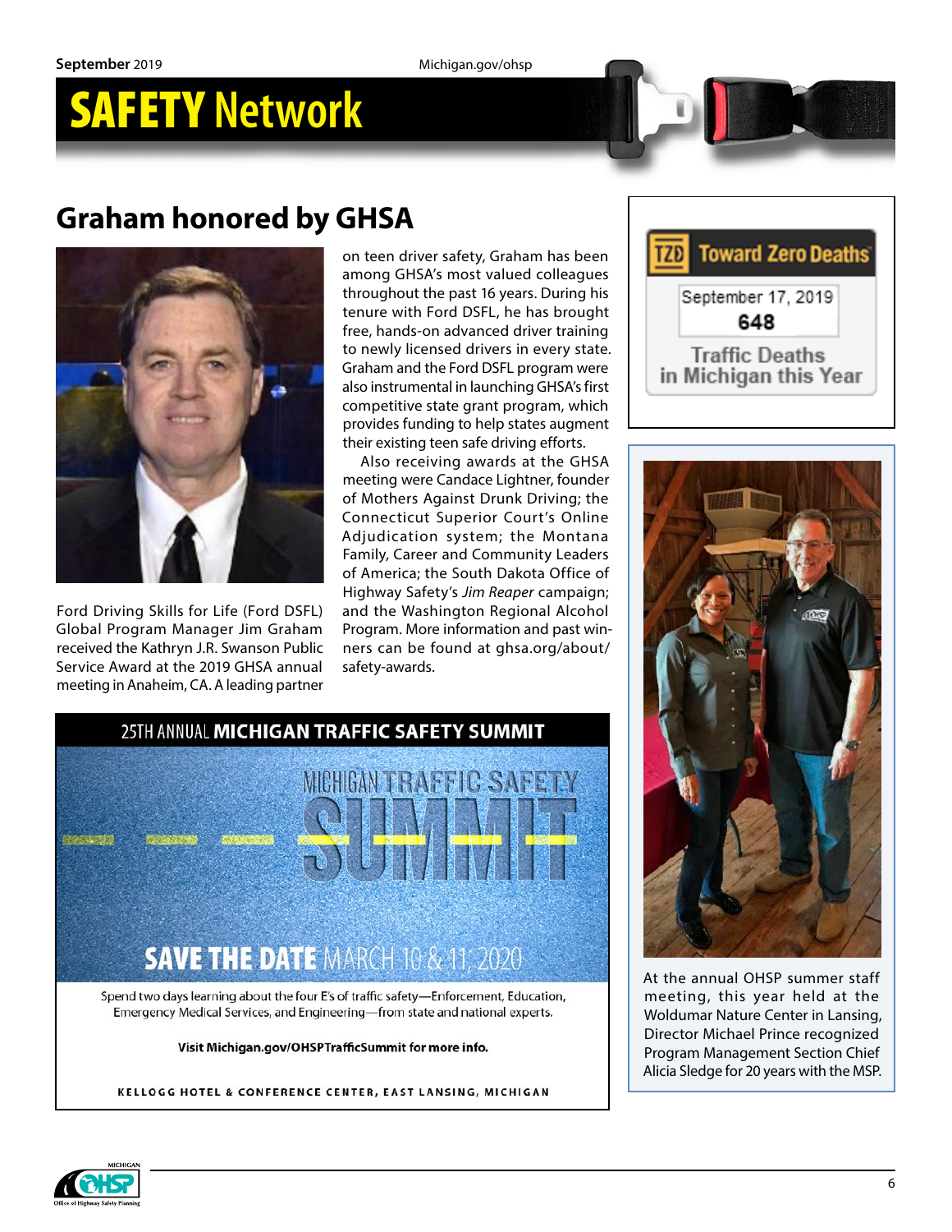## Graham honored by GHSA

Ford Driving Skills for Life (Ford DSFL) Global Program Manager Jim Graham received the Kathryn J.R. Swanson Public Service Award at the 2019 GHSA annual meeting in Anaheim, CA. A leading partner on teen driver safety, Graham has been among GHSA's most valued colleagues throughout the past 16 years. During his tenure with Ford DSFL, he has brought free, hands-on advanced driver training to newly licensed drivers in every state. Graham and the Ford DSFL program were also instrumental in launching GHSA's first competitive state grant program, which provides funding to help states augment their existing teen safe driving efforts.

Also receiving awards at the GHSA meeting were Candace Lightner, founder of Mothers Against Drunk Driving; the Connecticut Superior Court's Online Adjudication system; the Montana Family, Career and Community Leaders of America; the South Dakota Office of Highway Safety's *Jim Reaper* campaign; and the Washington Regional Alcohol Program. More information and past winners can be found at ghsa.org/about/safety-awards.

**TZD Toward Zero Deaths**

September 17, 2019

**648**

Traffic Deaths in Michigan this Year

### 25TH ANNUAL MICHIGAN TRAFFIC SAFETY SUMMIT

MICHIGAN TRAFFIC SAFETY SUMMIT

**SAVE THE DATE** MARCH 10 & 11, 2020

Spend two days learning about the four E's of traffic safety—Enforcement, Education, Emergency Medical Services, and Engineering—from state and national experts.

**Visit Michigan.gov/OHSPTrafficSummit for more info.**

KELLOGG HOTEL & CONFERENCE CENTER, EAST LANSING, MICHIGAN

At the annual OHSP summer staff meeting, this year held at the Woldumar Nature Center in Lansing, Director Michael Prince recognized Program Management Section Chief Alicia Sledge for 20 years with the MSP.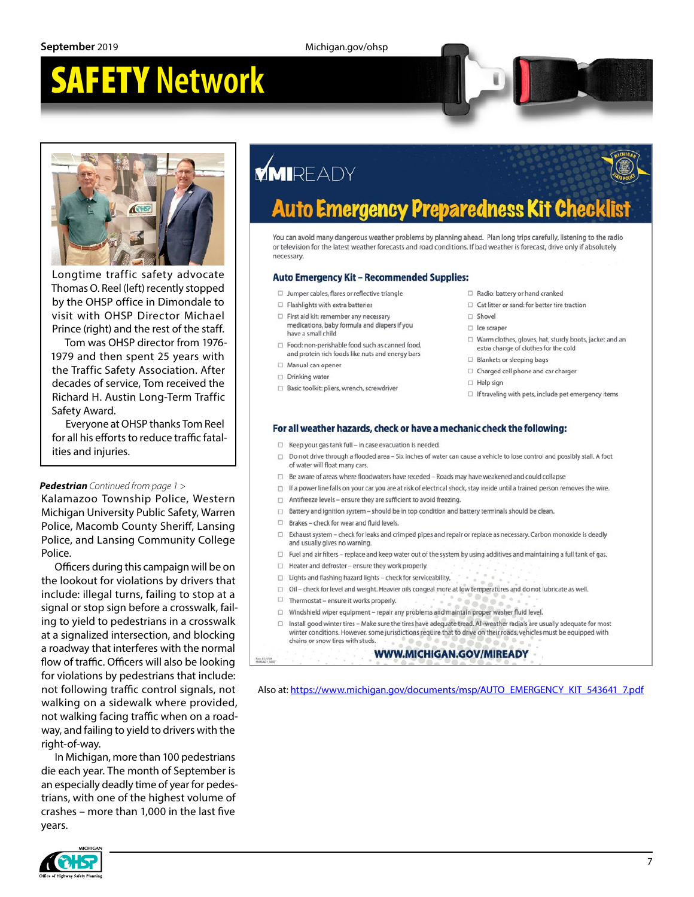# SAFETY Network

Longtime traffic safety advocate Thomas O. Reel (left) recently stopped by the OHSP office in Dimondale to visit with OHSP Director Michael Prince (right) and the rest of the staff.

Tom was OHSP director from 1976-1979 and then spent 25 years with the Traffic Safety Association. After decades of service, Tom received the Richard H. Austin Long-Term Traffic Safety Award.

Everyone at OHSP thanks Tom Reel for all his efforts to reduce traffic fatalities and injuries.

***Pedestrian*** *Continued from page 1 >*

Kalamazoo Township Police, Western Michigan University Public Safety, Warren Police, Macomb County Sheriff, Lansing Police, and Lansing Community College Police.

Officers during this campaign will be on the lookout for violations by drivers that include: illegal turns, failing to stop at a signal or stop sign before a crosswalk, failing to yield to pedestrians in a crosswalk at a signalized intersection, and blocking a roadway that interferes with the normal flow of traffic. Officers will also be looking for violations by pedestrians that include: not following traffic control signals, not walking on a sidewalk where provided, not walking facing traffic when on a roadway, and failing to yield to drivers with the right-of-way.

In Michigan, more than 100 pedestrians die each year. The month of September is an especially deadly time of year for pedestrians, with one of the highest volume of crashes – more than 1,000 in the last five years.

## MIREADY

## Auto Emergency Preparedness Kit Checklist

You can avoid many dangerous weather problems by planning ahead. Plan long trips carefully, listening to the radio or television for the latest weather forecasts and road conditions. If bad weather is forecast, drive only if absolutely necessary.

### Auto Emergency Kit – Recommended Supplies:

- ☐ Jumper cables, flares or reflective triangle
- ☐ Flashlights with extra batteries
- ☐ First aid kit: remember any necessary medications, baby formula and diapers if you have a small child
- ☐ Food: non-perishable food such as canned food, and protein rich foods like nuts and energy bars
- ☐ Manual can opener
- ☐ Drinking water
- ☐ Basic toolkit: pliers, wrench, screwdriver
- ☐ Radio: battery or hand cranked
- ☐ Cat litter or sand: for better tire traction
- ☐ Shovel
- ☐ Ice scraper
- ☐ Warm clothes, gloves, hat, sturdy boots, jacket and an extra change of clothes for the cold
- ☐ Blankets or sleeping bags
- ☐ Charged cell phone and car charger
- ☐ Help sign
- ☐ If traveling with pets, include pet emergency items

### For all weather hazards, check or have a mechanic check the following:

- ☐ Keep your gas tank full – in case evacuation is needed.
- ☐ Do not drive through a flooded area – Six inches of water can cause a vehicle to lose control and possibly stall. A foot of water will float many cars.
- ☐ Be aware of areas where floodwaters have receded – Roads may have weakened and could collapse
- ☐ If a power line falls on your car you are at risk of electrical shock, stay inside until a trained person removes the wire.
- ☐ Antifreeze levels – ensure they are sufficient to avoid freezing.
- ☐ Battery and ignition system – should be in top condition and battery terminals should be clean.
- ☐ Brakes – check for wear and fluid levels.
- ☐ Exhaust system – check for leaks and crimped pipes and repair or replace as necessary. Carbon monoxide is deadly and usually gives no warning.
- ☐ Fuel and air filters – replace and keep water out of the system by using additives and maintaining a full tank of gas.
- ☐ Heater and defroster – ensure they work properly.
- ☐ Lights and flashing hazard lights – check for serviceability.
- ☐ Oil – check for level and weight. Heavier oils congeal more at low temperatures and do not lubricate as well.
- ☐ Thermostat – ensure it works properly.
- ☐ Windshield wiper equipment – repair any problems and maintain proper washer fluid level.
- ☐ Install good winter tires – Make sure the tires have adequate tread. All-weather radials are usually adequate for most winter conditions. However, some jurisdictions require that to drive on their roads, vehicles must be equipped with chains or snow tires with studs.

**WWW.MICHIGAN.GOV/MIREADY**

Also at: https://www.michigan.gov/documents/msp/AUTO_EMERGENCY_KIT_543641_7.pdf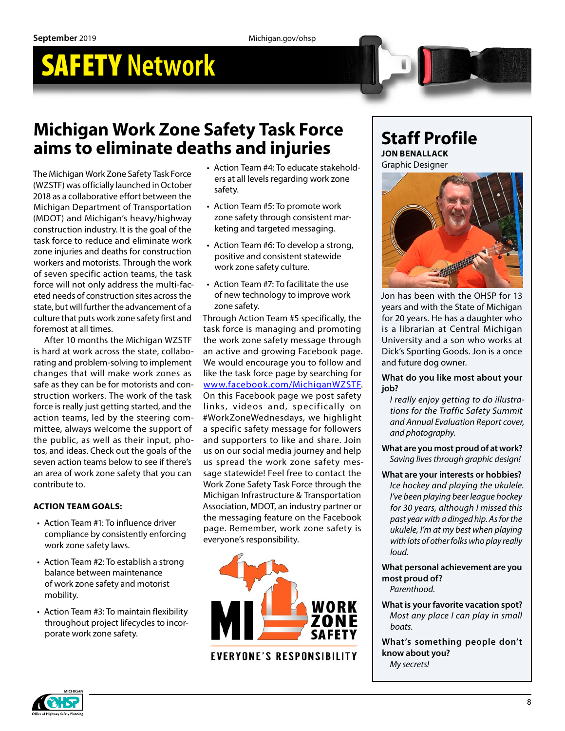# Michigan Work Zone Safety Task Force aims to eliminate deaths and injuries

The Michigan Work Zone Safety Task Force (WZSTF) was officially launched in October 2018 as a collaborative effort between the Michigan Department of Transportation (MDOT) and Michigan's heavy/highway construction industry. It is the goal of the task force to reduce and eliminate work zone injuries and deaths for construction workers and motorists. Through the work of seven specific action teams, the task force will not only address the multi-faceted needs of construction sites across the state, but will further the advancement of a culture that puts work zone safety first and foremost at all times.

After 10 months the Michigan WZSTF is hard at work across the state, collaborating and problem-solving to implement changes that will make work zones as safe as they can be for motorists and construction workers. The work of the task force is really just getting started, and the action teams, led by the steering committee, always welcome the support of the public, as well as their input, photos, and ideas. Check out the goals of the seven action teams below to see if there's an area of work zone safety that you can contribute to.

**ACTION TEAM GOALS:**

- Action Team #1: To influence driver compliance by consistently enforcing work zone safety laws.
- Action Team #2: To establish a strong balance between maintenance of work zone safety and motorist mobility.
- Action Team #3: To maintain flexibility throughout project lifecycles to incorporate work zone safety.
- Action Team #4: To educate stakeholders at all levels regarding work zone safety.
- Action Team #5: To promote work zone safety through consistent marketing and targeted messaging.
- Action Team #6: To develop a strong, positive and consistent statewide work zone safety culture.
- Action Team #7: To facilitate the use of new technology to improve work zone safety.

Through Action Team #5 specifically, the task force is managing and promoting the work zone safety message through an active and growing Facebook page. We would encourage you to follow and like the task force page by searching for www.facebook.com/MichiganWZSTF. On this Facebook page we post safety links, videos and, specifically on #WorkZoneWednesdays, we highlight a specific safety message for followers and supporters to like and share. Join us on our social media journey and help us spread the work zone safety message statewide! Feel free to contact the Work Zone Safety Task Force through the Michigan Infrastructure & Transportation Association, MDOT, an industry partner or the messaging feature on the Facebook page. Remember, work zone safety is everyone's responsibility.

MI WORK ZONE SAFETY
EVERYONE'S RESPONSIBILITY

## Staff Profile

**JON BENALLACK**
Graphic Designer

Jon has been with the OHSP for 13 years and with the State of Michigan for 20 years. He has a daughter who is a librarian at Central Michigan University and a son who works at Dick's Sporting Goods. Jon is a once and future dog owner.

**What do you like most about your job?**
*I really enjoy getting to do illustrations for the Traffic Safety Summit and Annual Evaluation Report cover, and photography.*

**What are you most proud of at work?**
*Saving lives through graphic design!*

**What are your interests or hobbies?**
*Ice hockey and playing the ukulele. I've been playing beer league hockey for 30 years, although I missed this past year with a dinged hip. As for the ukulele, I'm at my best when playing with lots of other folks who play really loud.*

**What personal achievement are you most proud of?**
*Parenthood.*

**What is your favorite vacation spot?**
*Most any place I can play in small boats.*

**What's something people don't know about you?**
*My secrets!*